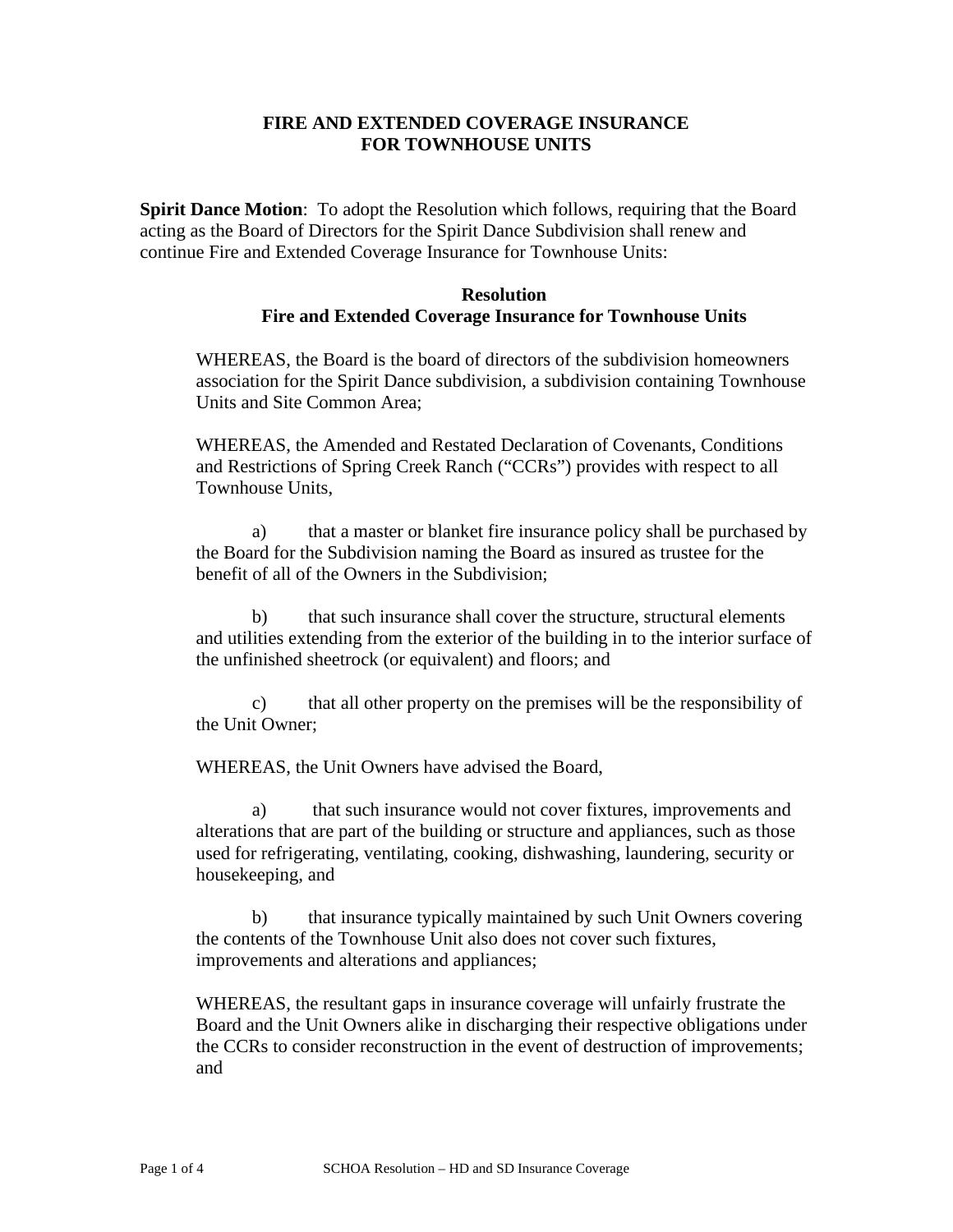# FIRE AND EXTENDED COVERAGE INSURANCE FOR TOWNHOUSE UNITS

**Spirit Dance Motion**: To adopt the Resolution which follows, requiring that the Board acting as the Board of Directors for the Spirit Dance Subdivision shall renew and continue Fire and Extended Coverage Insurance for Townhouse Units:

## Resolution
## Fire and Extended Coverage Insurance for Townhouse Units

WHEREAS, the Board is the board of directors of the subdivision homeowners association for the Spirit Dance subdivision, a subdivision containing Townhouse Units and Site Common Area;

WHEREAS, the Amended and Restated Declaration of Covenants, Conditions and Restrictions of Spring Creek Ranch ("CCRs") provides with respect to all Townhouse Units,

a) that a master or blanket fire insurance policy shall be purchased by the Board for the Subdivision naming the Board as insured as trustee for the benefit of all of the Owners in the Subdivision;

b) that such insurance shall cover the structure, structural elements and utilities extending from the exterior of the building in to the interior surface of the unfinished sheetrock (or equivalent) and floors; and

c) that all other property on the premises will be the responsibility of the Unit Owner;

WHEREAS, the Unit Owners have advised the Board,

a) that such insurance would not cover fixtures, improvements and alterations that are part of the building or structure and appliances, such as those used for refrigerating, ventilating, cooking, dishwashing, laundering, security or housekeeping, and

b) that insurance typically maintained by such Unit Owners covering the contents of the Townhouse Unit also does not cover such fixtures, improvements and alterations and appliances;

WHEREAS, the resultant gaps in insurance coverage will unfairly frustrate the Board and the Unit Owners alike in discharging their respective obligations under the CCRs to consider reconstruction in the event of destruction of improvements; and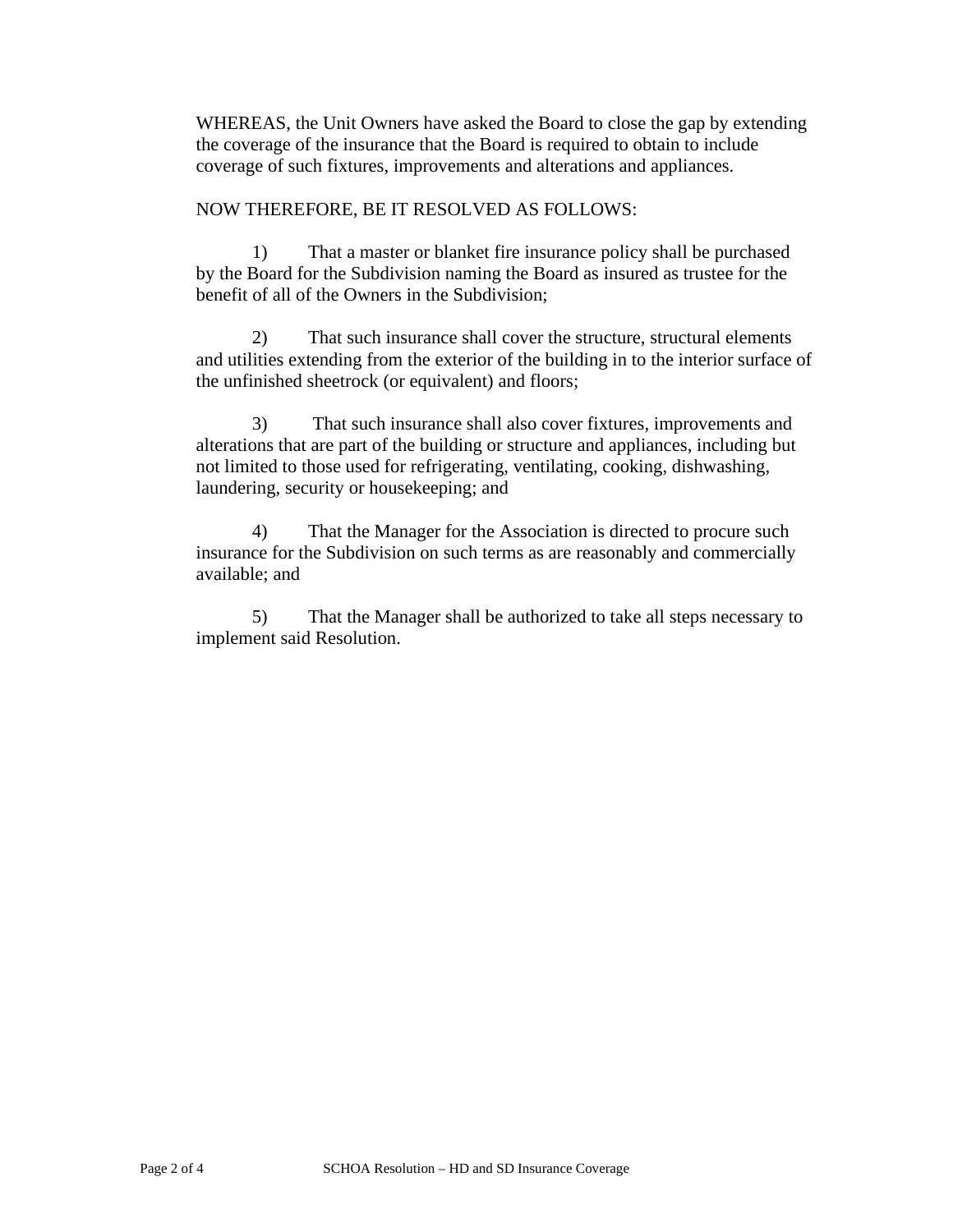WHEREAS, the Unit Owners have asked the Board to close the gap by extending the coverage of the insurance that the Board is required to obtain to include coverage of such fixtures, improvements and alterations and appliances.

NOW THEREFORE, BE IT RESOLVED AS FOLLOWS:

1) That a master or blanket fire insurance policy shall be purchased by the Board for the Subdivision naming the Board as insured as trustee for the benefit of all of the Owners in the Subdivision;

2) That such insurance shall cover the structure, structural elements and utilities extending from the exterior of the building in to the interior surface of the unfinished sheetrock (or equivalent) and floors;

3) That such insurance shall also cover fixtures, improvements and alterations that are part of the building or structure and appliances, including but not limited to those used for refrigerating, ventilating, cooking, dishwashing, laundering, security or housekeeping; and

4) That the Manager for the Association is directed to procure such insurance for the Subdivision on such terms as are reasonably and commercially available; and

5) That the Manager shall be authorized to take all steps necessary to implement said Resolution.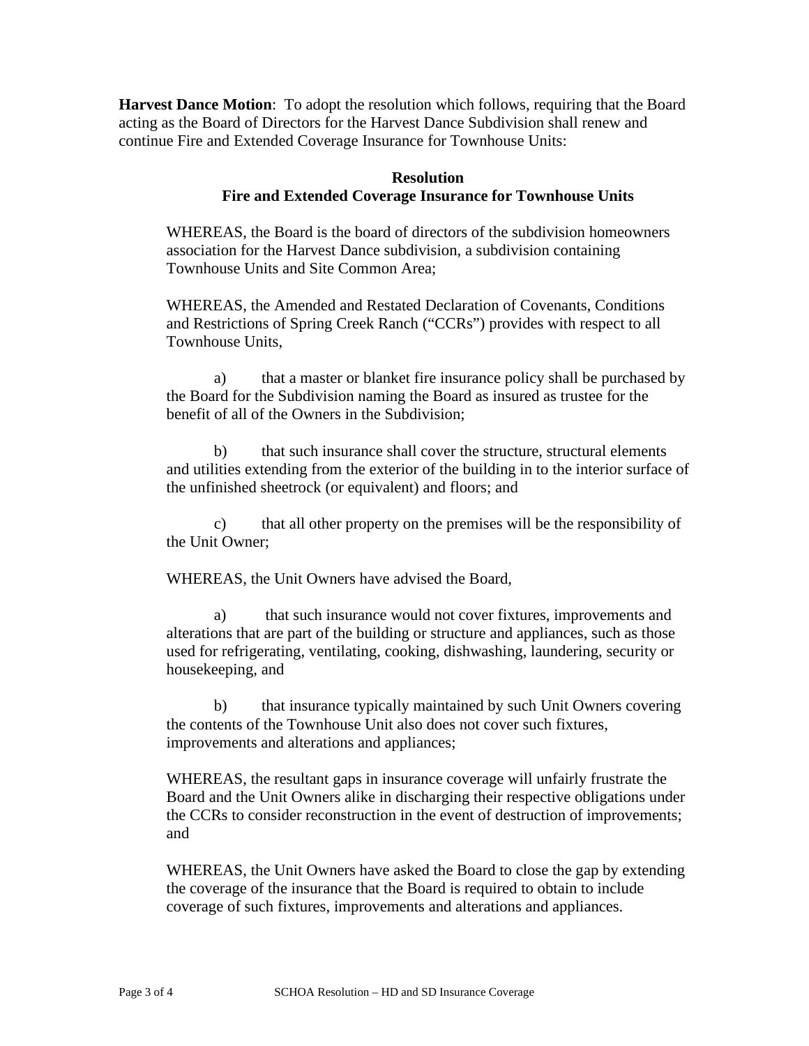**Harvest Dance Motion**: To adopt the resolution which follows, requiring that the Board acting as the Board of Directors for the Harvest Dance Subdivision shall renew and continue Fire and Extended Coverage Insurance for Townhouse Units:

**Resolution**
**Fire and Extended Coverage Insurance for Townhouse Units**

WHEREAS, the Board is the board of directors of the subdivision homeowners association for the Harvest Dance subdivision, a subdivision containing Townhouse Units and Site Common Area;

WHEREAS, the Amended and Restated Declaration of Covenants, Conditions and Restrictions of Spring Creek Ranch ("CCRs") provides with respect to all Townhouse Units,

a) that a master or blanket fire insurance policy shall be purchased by the Board for the Subdivision naming the Board as insured as trustee for the benefit of all of the Owners in the Subdivision;

b) that such insurance shall cover the structure, structural elements and utilities extending from the exterior of the building in to the interior surface of the unfinished sheetrock (or equivalent) and floors; and

c) that all other property on the premises will be the responsibility of the Unit Owner;

WHEREAS, the Unit Owners have advised the Board,

a) that such insurance would not cover fixtures, improvements and alterations that are part of the building or structure and appliances, such as those used for refrigerating, ventilating, cooking, dishwashing, laundering, security or housekeeping, and

b) that insurance typically maintained by such Unit Owners covering the contents of the Townhouse Unit also does not cover such fixtures, improvements and alterations and appliances;

WHEREAS, the resultant gaps in insurance coverage will unfairly frustrate the Board and the Unit Owners alike in discharging their respective obligations under the CCRs to consider reconstruction in the event of destruction of improvements; and

WHEREAS, the Unit Owners have asked the Board to close the gap by extending the coverage of the insurance that the Board is required to obtain to include coverage of such fixtures, improvements and alterations and appliances.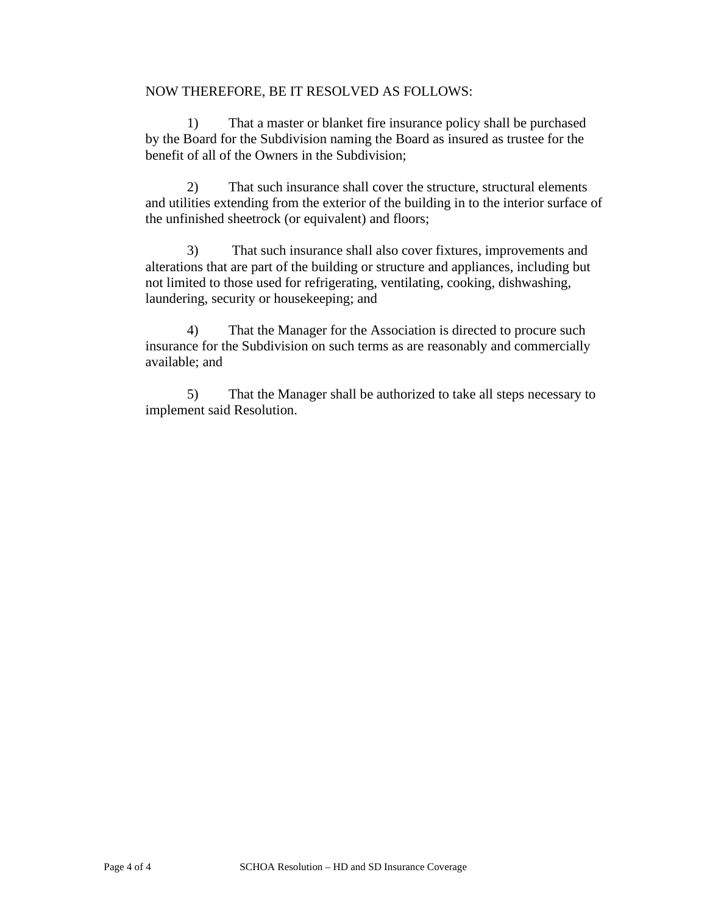NOW THEREFORE, BE IT RESOLVED AS FOLLOWS:

1) That a master or blanket fire insurance policy shall be purchased by the Board for the Subdivision naming the Board as insured as trustee for the benefit of all of the Owners in the Subdivision;

2) That such insurance shall cover the structure, structural elements and utilities extending from the exterior of the building in to the interior surface of the unfinished sheetrock (or equivalent) and floors;

3) That such insurance shall also cover fixtures, improvements and alterations that are part of the building or structure and appliances, including but not limited to those used for refrigerating, ventilating, cooking, dishwashing, laundering, security or housekeeping; and

4) That the Manager for the Association is directed to procure such insurance for the Subdivision on such terms as are reasonably and commercially available; and

5) That the Manager shall be authorized to take all steps necessary to implement said Resolution.